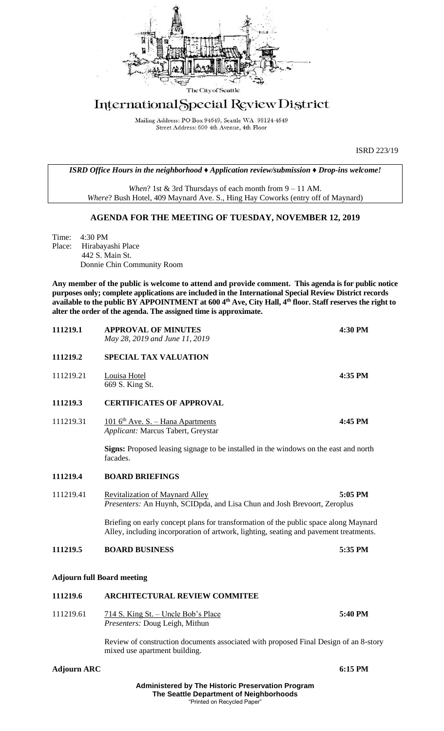The City of Seattle

# International Special Review District

Mailing Address: PO Box 94649, Seattle WA 98124-4649
Street Address: 600 4th Avenue, 4th Floor

ISRD 223/19

***ISRD Office Hours in the neighborhood ♦ Application review/submission ♦ Drop-ins welcome!***

*When*? 1st & 3rd Thursdays of each month from 9 – 11 AM.
*Where*? Bush Hotel, 409 Maynard Ave. S., Hing Hay Coworks (entry off of Maynard)

## AGENDA FOR THE MEETING OF TUESDAY, NOVEMBER 12, 2019

Time: 4:30 PM
Place: Hirabayashi Place
442 S. Main St.
Donnie Chin Community Room

**Any member of the public is welcome to attend and provide comment. This agenda is for public notice purposes only; complete applications are included in the International Special Review District records available to the public BY APPOINTMENT at 600 4th Ave, City Hall, 4th floor. Staff reserves the right to alter the order of the agenda. The assigned time is approximate.**

**111219.1 APPROVAL OF MINUTES** **4:30 PM**
*May 28, 2019 and June 11, 2019*

**111219.2 SPECIAL TAX VALUATION**

111219.21 Louisa Hotel **4:35 PM**
669 S. King St.

**111219.3 CERTIFICATES OF APPROVAL**

111219.31 101 6th Ave. S. – Hana Apartments **4:45 PM**
*Applicant:* Marcus Tabert, Greystar

**Signs:** Proposed leasing signage to be installed in the windows on the east and north facades.

**111219.4 BOARD BRIEFINGS**

111219.41 Revitalization of Maynard Alley **5:05 PM**
*Presenters:* An Huynh, SCIDpda, and Lisa Chun and Josh Brevoort, Zeroplus

Briefing on early concept plans for transformation of the public space along Maynard Alley, including incorporation of artwork, lighting, seating and pavement treatments.

**111219.5 BOARD BUSINESS** **5:35 PM**

**Adjourn full Board meeting**

**111219.6 ARCHITECTURAL REVIEW COMMITEE**

111219.61 714 S. King St. – Uncle Bob's Place **5:40 PM**
*Presenters:* Doug Leigh, Mithun

Review of construction documents associated with proposed Final Design of an 8-story mixed use apartment building.

**Adjourn ARC** **6:15 PM**

**Administered by The Historic Preservation Program**
**The Seattle Department of Neighborhoods**
"Printed on Recycled Paper"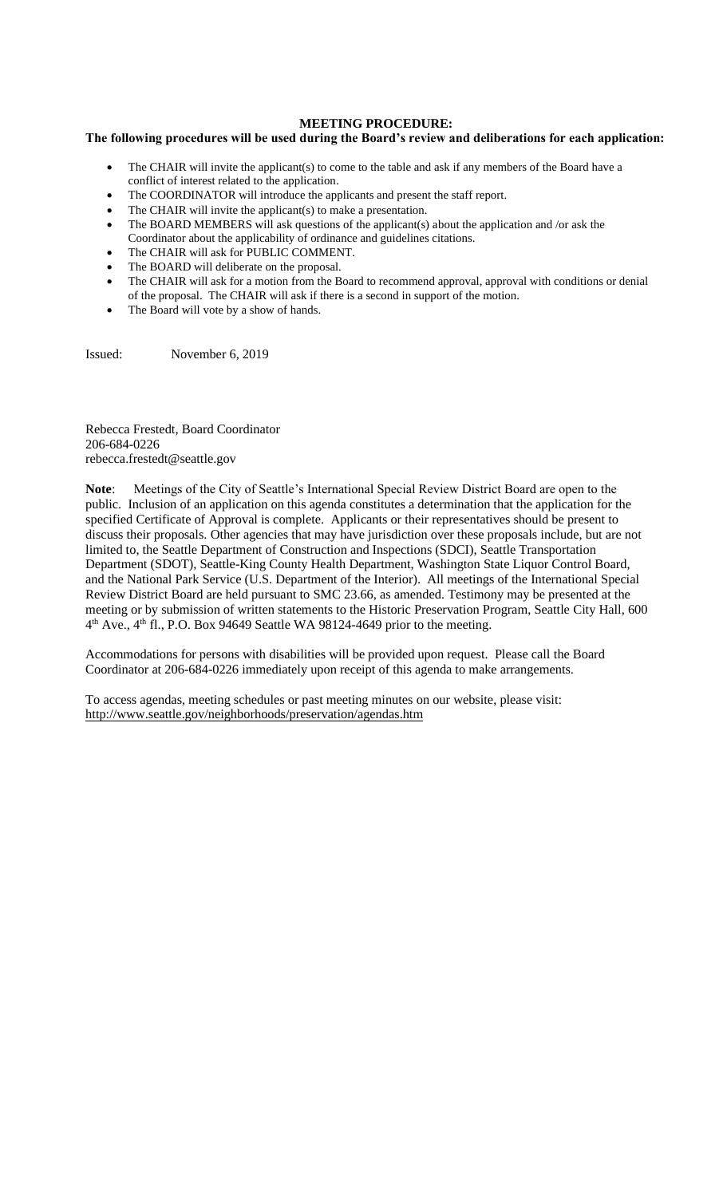**MEETING PROCEDURE:**

**The following procedures will be used during the Board's review and deliberations for each application:**

- The CHAIR will invite the applicant(s) to come to the table and ask if any members of the Board have a conflict of interest related to the application.
- The COORDINATOR will introduce the applicants and present the staff report.
- The CHAIR will invite the applicant(s) to make a presentation.
- The BOARD MEMBERS will ask questions of the applicant(s) about the application and /or ask the Coordinator about the applicability of ordinance and guidelines citations.
- The CHAIR will ask for PUBLIC COMMENT.
- The BOARD will deliberate on the proposal.
- The CHAIR will ask for a motion from the Board to recommend approval, approval with conditions or denial of the proposal. The CHAIR will ask if there is a second in support of the motion.
- The Board will vote by a show of hands.

Issued: November 6, 2019

Rebecca Frestedt, Board Coordinator
206-684-0226
rebecca.frestedt@seattle.gov

**Note**: Meetings of the City of Seattle's International Special Review District Board are open to the public. Inclusion of an application on this agenda constitutes a determination that the application for the specified Certificate of Approval is complete. Applicants or their representatives should be present to discuss their proposals. Other agencies that may have jurisdiction over these proposals include, but are not limited to, the Seattle Department of Construction and Inspections (SDCI), Seattle Transportation Department (SDOT), Seattle-King County Health Department, Washington State Liquor Control Board, and the National Park Service (U.S. Department of the Interior). All meetings of the International Special Review District Board are held pursuant to SMC 23.66, as amended. Testimony may be presented at the meeting or by submission of written statements to the Historic Preservation Program, Seattle City Hall, 600 4th Ave., 4th fl., P.O. Box 94649 Seattle WA 98124-4649 prior to the meeting.

Accommodations for persons with disabilities will be provided upon request. Please call the Board Coordinator at 206-684-0226 immediately upon receipt of this agenda to make arrangements.

To access agendas, meeting schedules or past meeting minutes on our website, please visit:
http://www.seattle.gov/neighborhoods/preservation/agendas.htm